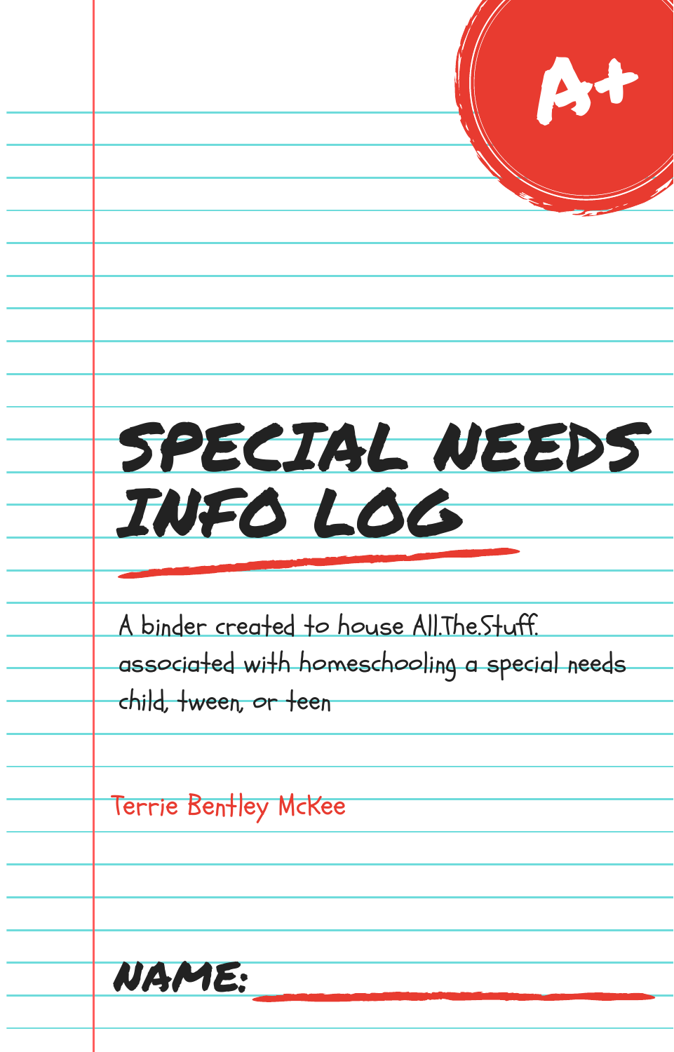A+

# SPECIAL NEEDS INFO LOG

A binder created to house All.The.Stuff. associated with homeschooling a special needs child, tween, or teen

Terrie Bentley McKee

**NAME:** ________________________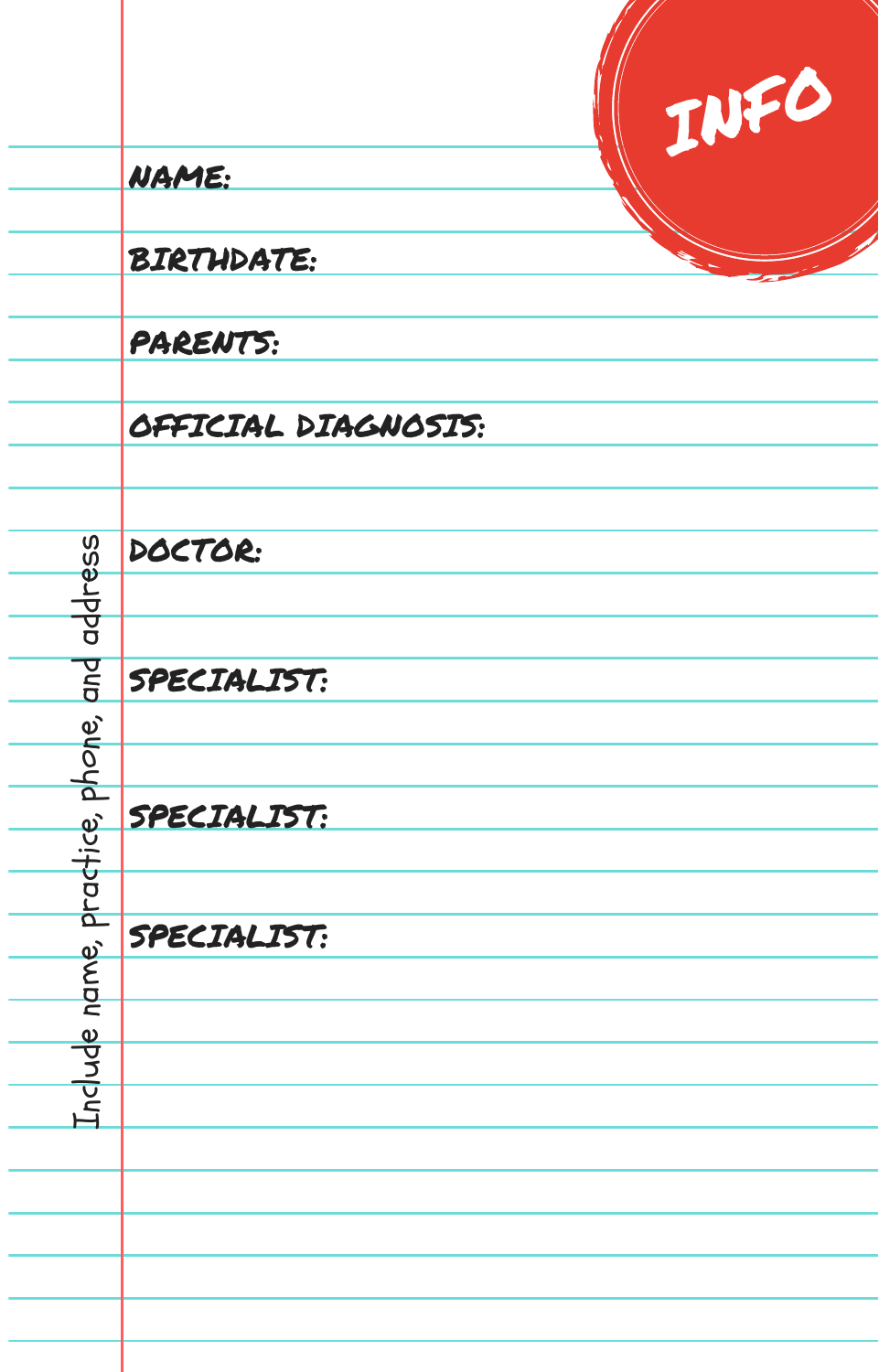# INFO

NAME:

BIRTHDATE:

PARENTS:

OFFICIAL DIAGNOSIS:

DOCTOR:

SPECIALIST:

SPECIALIST:

SPECIALIST:

Include name, practice, phone, and address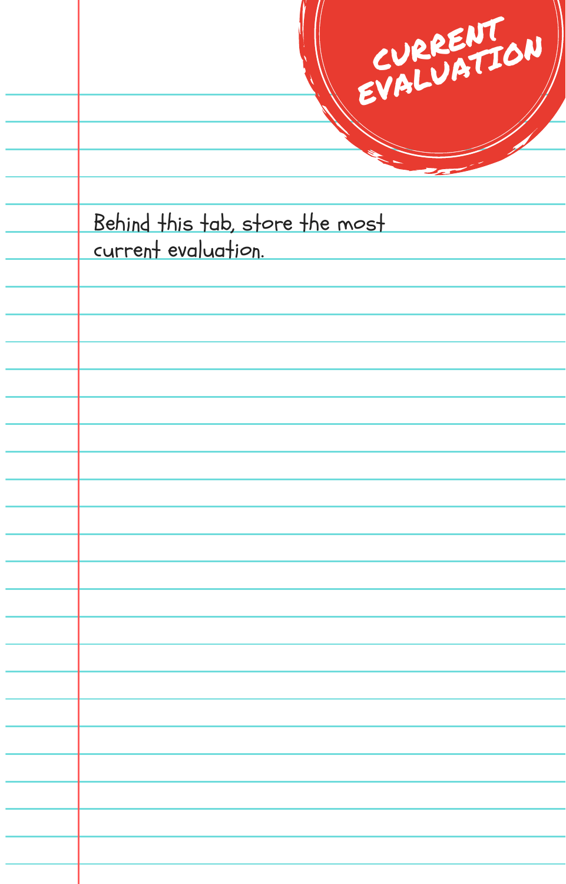# CURRENT EVALUATION

Behind this tab, store the most current evaluation.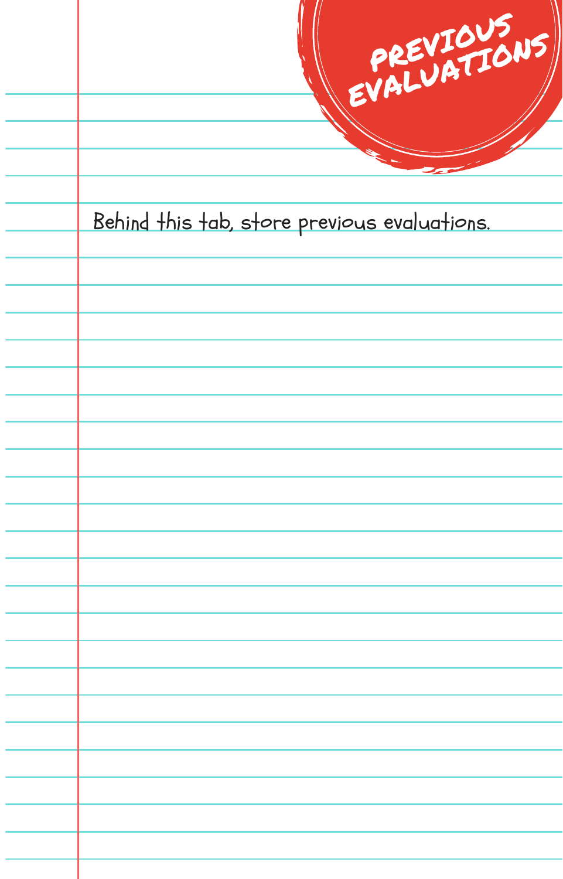# PREVIOUS EVALUATIONS

Behind this tab, store previous evaluations.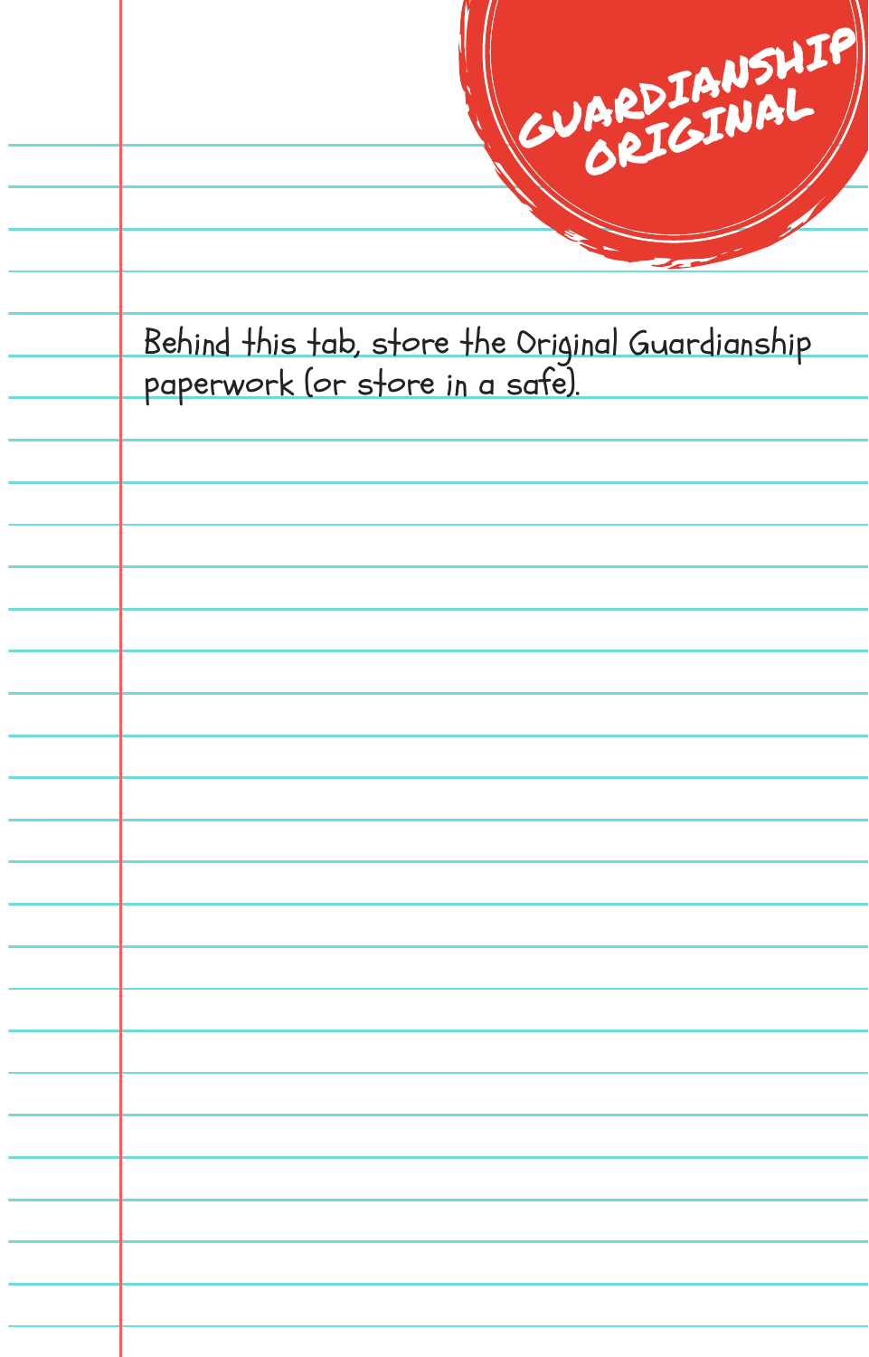# GUARDIANSHIP ORIGINAL

Behind this tab, store the Original Guardianship paperwork (or store in a safe).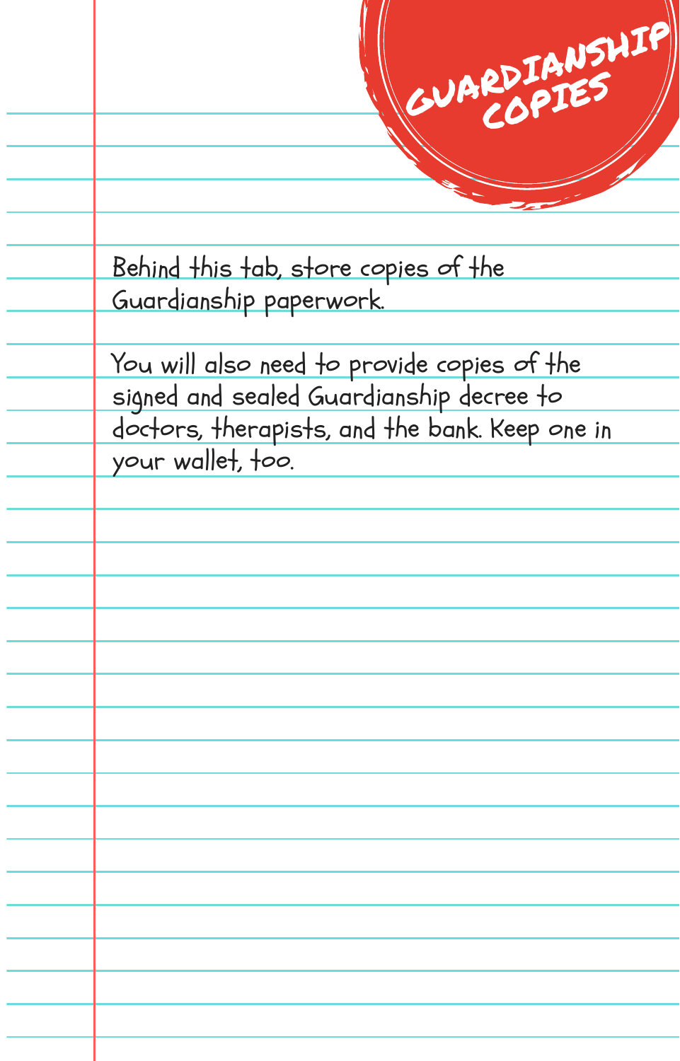# GUARDIANSHIP COPIES

Behind this tab, store copies of the Guardianship paperwork.

You will also need to provide copies of the signed and sealed Guardianship decree to doctors, therapists, and the bank. Keep one in your wallet, too.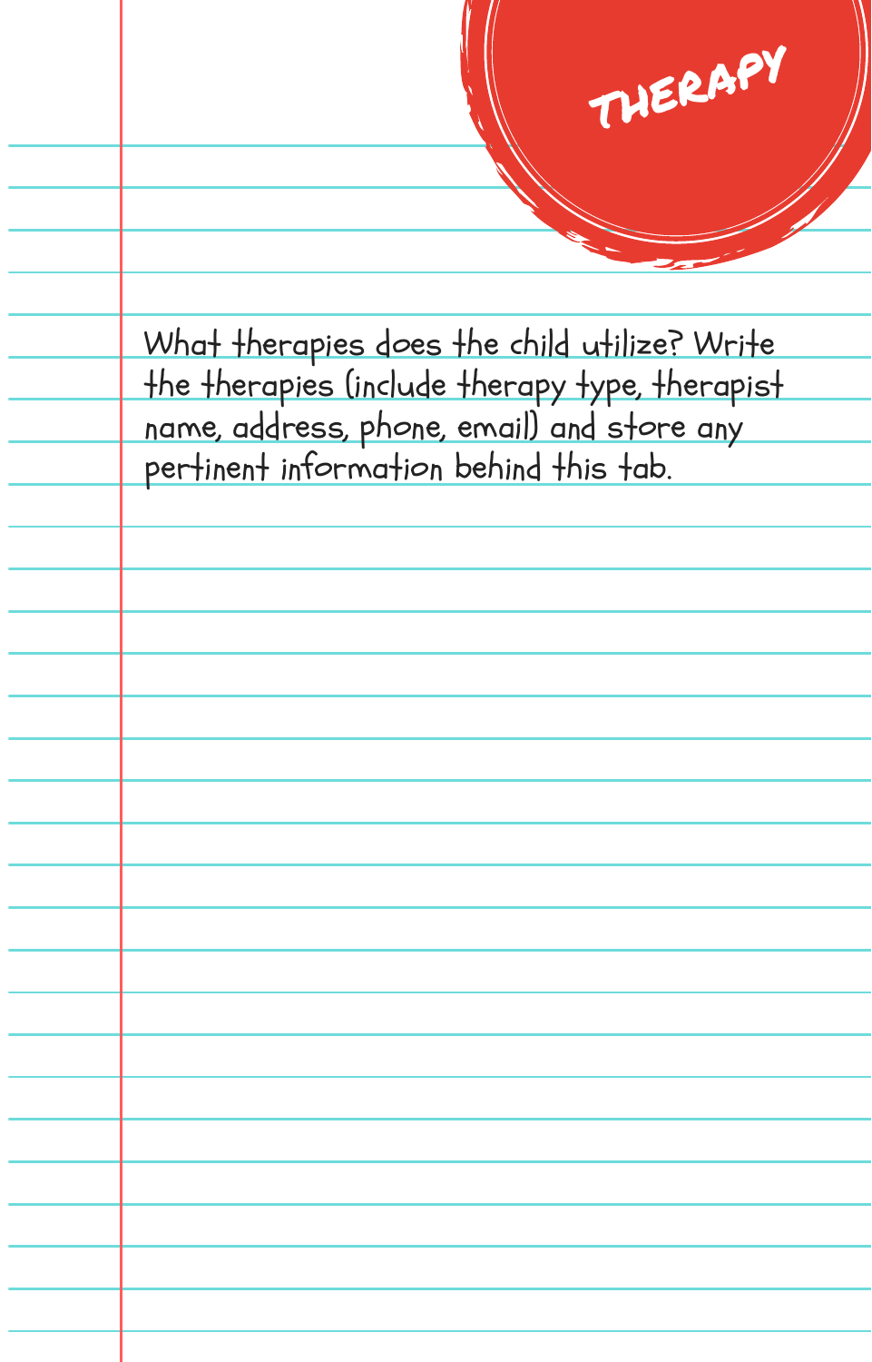# THERAPY

What therapies does the child utilize? Write the therapies (include therapy type, therapist name, address, phone, email) and store any pertinent information behind this tab.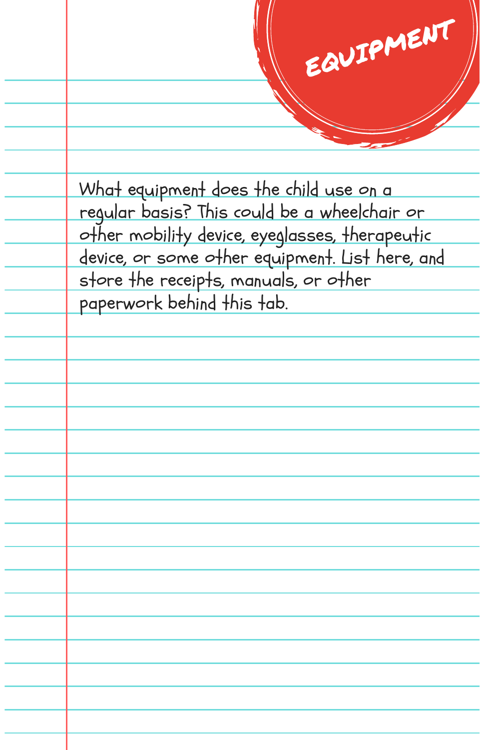# EQUIPMENT

What equipment does the child use on a regular basis? This could be a wheelchair or other mobility device, eyeglasses, therapeutic device, or some other equipment. List here, and store the receipts, manuals, or other paperwork behind this tab.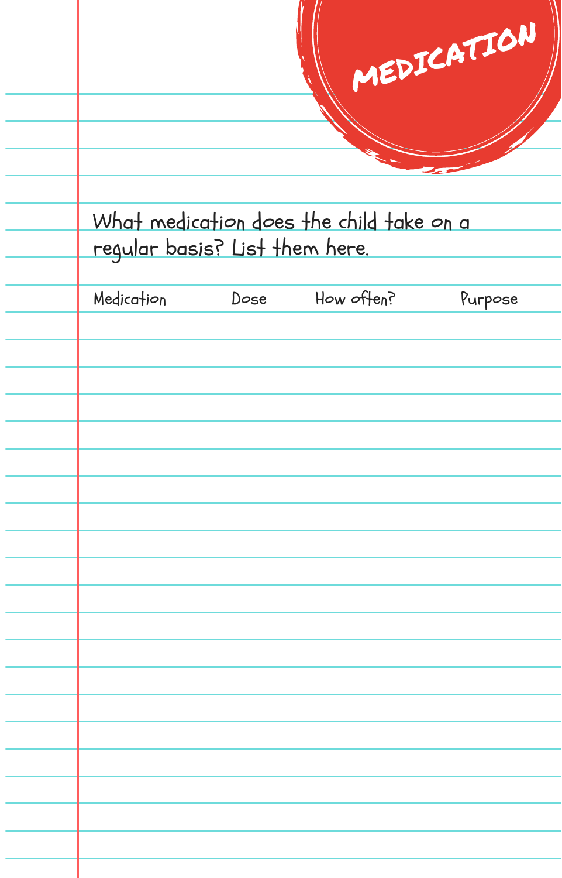# MEDICATION

What medication does the child take on a regular basis? List them here.

| Medication | Dose | How often? | Purpose |
| --- | --- | --- | --- |
| | | | |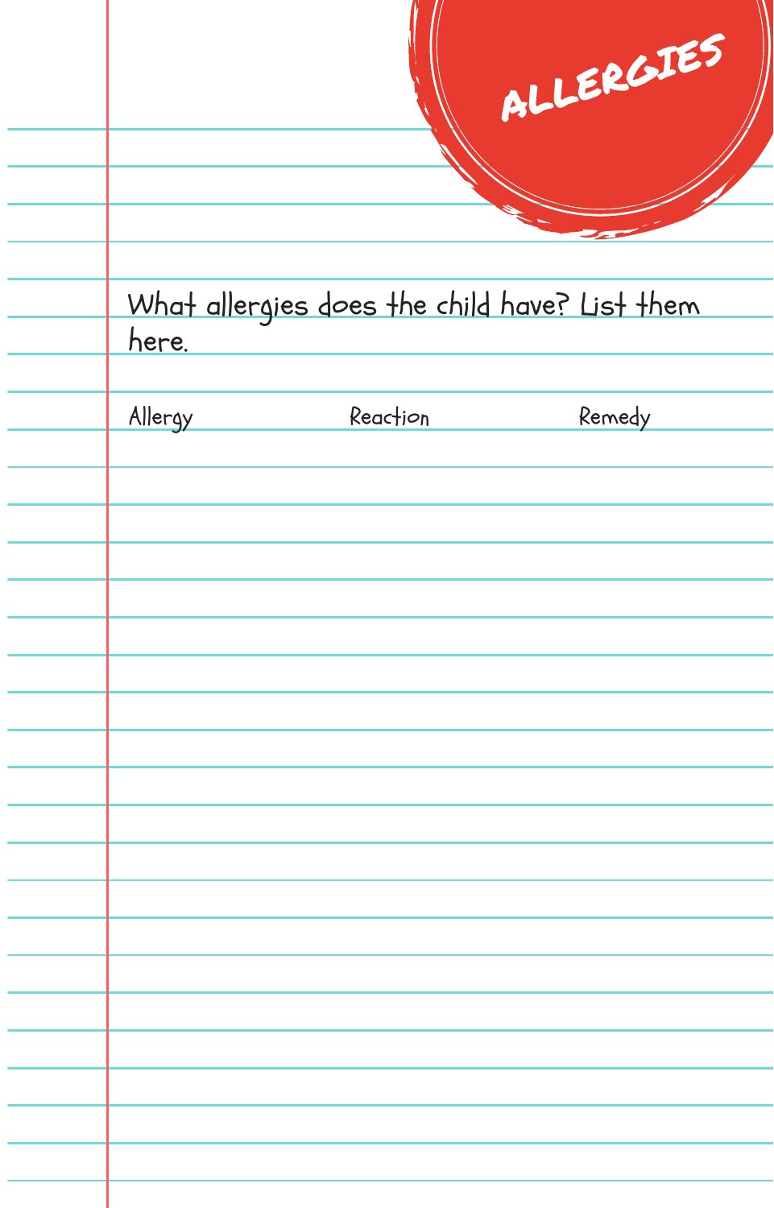# ALLERGIES

What allergies does the child have? List them here.

| Allergy | Reaction | Remedy |
| --- | --- | --- |
| | | |